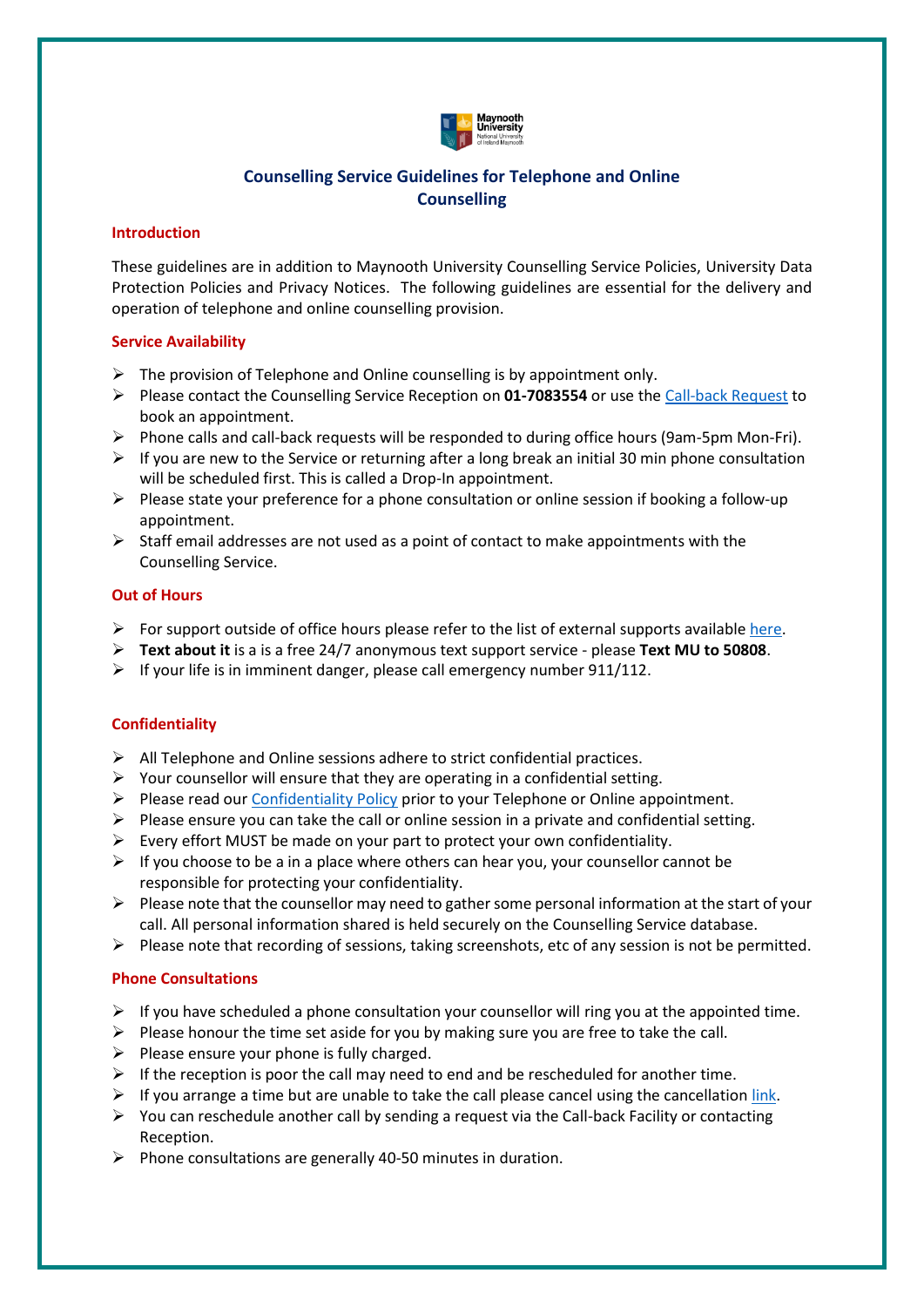# Counselling Service Guidelines for Telephone and Online Counselling

## Introduction

These guidelines are in addition to Maynooth University Counselling Service Policies, University Data Protection Policies and Privacy Notices. The following guidelines are essential for the delivery and operation of telephone and online counselling provision.

## Service Availability

- The provision of Telephone and Online counselling is by appointment only.
- Please contact the Counselling Service Reception on **01-7083554** or use the Call-back Request to book an appointment.
- Phone calls and call-back requests will be responded to during office hours (9am-5pm Mon-Fri).
- If you are new to the Service or returning after a long break an initial 30 min phone consultation will be scheduled first. This is called a Drop-In appointment.
- Please state your preference for a phone consultation or online session if booking a follow-up appointment.
- Staff email addresses are not used as a point of contact to make appointments with the Counselling Service.

## Out of Hours

- For support outside of office hours please refer to the list of external supports available here.
- **Text about it** is a is a free 24/7 anonymous text support service - please **Text MU to 50808**.
- If your life is in imminent danger, please call emergency number 911/112.

## Confidentiality

- All Telephone and Online sessions adhere to strict confidential practices.
- Your counsellor will ensure that they are operating in a confidential setting.
- Please read our Confidentiality Policy prior to your Telephone or Online appointment.
- Please ensure you can take the call or online session in a private and confidential setting.
- Every effort MUST be made on your part to protect your own confidentiality.
- If you choose to be a in a place where others can hear you, your counsellor cannot be responsible for protecting your confidentiality.
- Please note that the counsellor may need to gather some personal information at the start of your call. All personal information shared is held securely on the Counselling Service database.
- Please note that recording of sessions, taking screenshots, etc of any session is not be permitted.

## Phone Consultations

- If you have scheduled a phone consultation your counsellor will ring you at the appointed time.
- Please honour the time set aside for you by making sure you are free to take the call.
- Please ensure your phone is fully charged.
- If the reception is poor the call may need to end and be rescheduled for another time.
- If you arrange a time but are unable to take the call please cancel using the cancellation link.
- You can reschedule another call by sending a request via the Call-back Facility or contacting Reception.
- Phone consultations are generally 40-50 minutes in duration.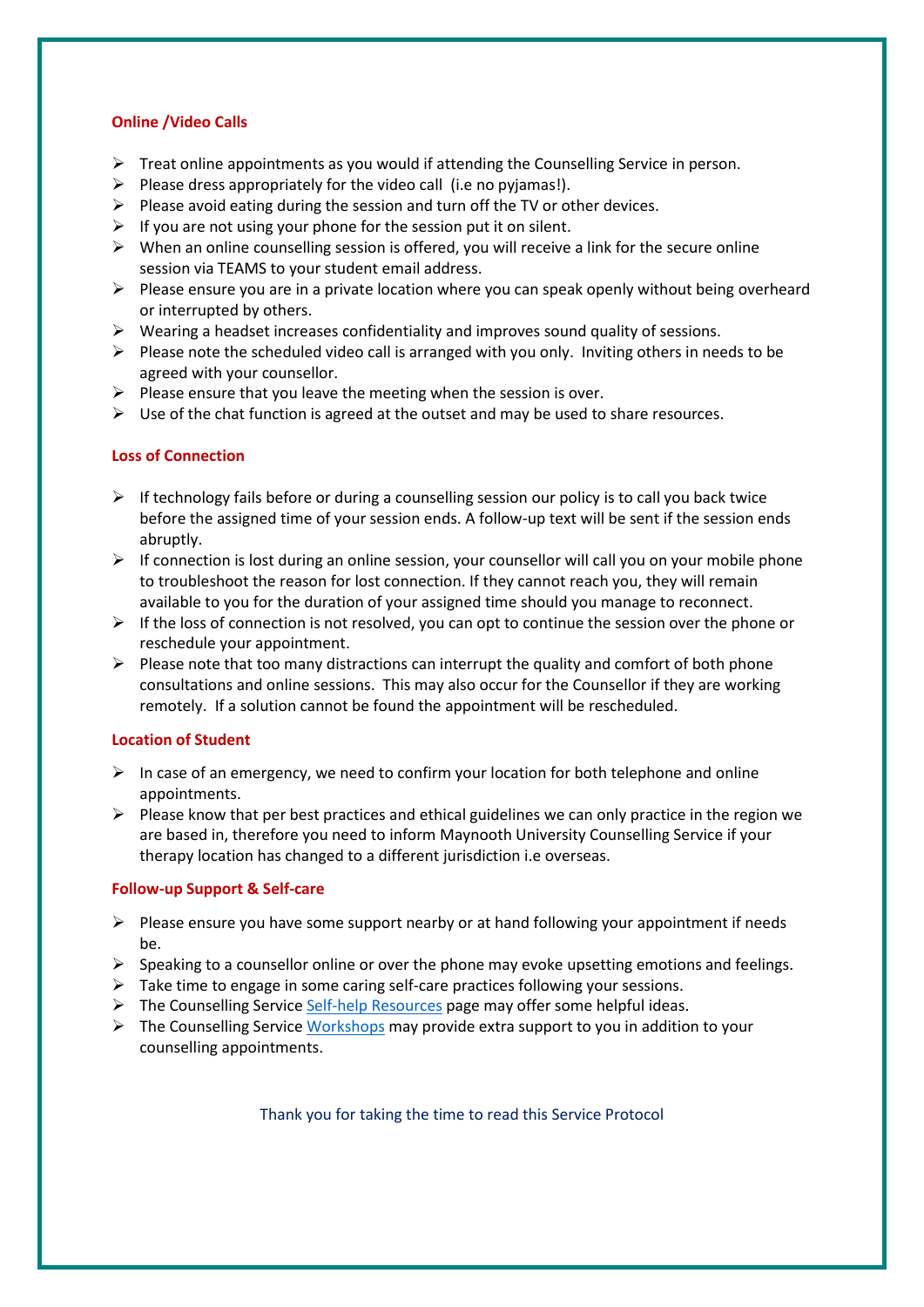## Online /Video Calls

- Treat online appointments as you would if attending the Counselling Service in person.
- Please dress appropriately for the video call (i.e no pyjamas!).
- Please avoid eating during the session and turn off the TV or other devices.
- If you are not using your phone for the session put it on silent.
- When an online counselling session is offered, you will receive a link for the secure online session via TEAMS to your student email address.
- Please ensure you are in a private location where you can speak openly without being overheard or interrupted by others.
- Wearing a headset increases confidentiality and improves sound quality of sessions.
- Please note the scheduled video call is arranged with you only. Inviting others in needs to be agreed with your counsellor.
- Please ensure that you leave the meeting when the session is over.
- Use of the chat function is agreed at the outset and may be used to share resources.

## Loss of Connection

- If technology fails before or during a counselling session our policy is to call you back twice before the assigned time of your session ends. A follow-up text will be sent if the session ends abruptly.
- If connection is lost during an online session, your counsellor will call you on your mobile phone to troubleshoot the reason for lost connection. If they cannot reach you, they will remain available to you for the duration of your assigned time should you manage to reconnect.
- If the loss of connection is not resolved, you can opt to continue the session over the phone or reschedule your appointment.
- Please note that too many distractions can interrupt the quality and comfort of both phone consultations and online sessions. This may also occur for the Counsellor if they are working remotely. If a solution cannot be found the appointment will be rescheduled.

## Location of Student

- In case of an emergency, we need to confirm your location for both telephone and online appointments.
- Please know that per best practices and ethical guidelines we can only practice in the region we are based in, therefore you need to inform Maynooth University Counselling Service if your therapy location has changed to a different jurisdiction i.e overseas.

## Follow-up Support & Self-care

- Please ensure you have some support nearby or at hand following your appointment if needs be.
- Speaking to a counsellor online or over the phone may evoke upsetting emotions and feelings.
- Take time to engage in some caring self-care practices following your sessions.
- The Counselling Service Self-help Resources page may offer some helpful ideas.
- The Counselling Service Workshops may provide extra support to you in addition to your counselling appointments.

Thank you for taking the time to read this Service Protocol